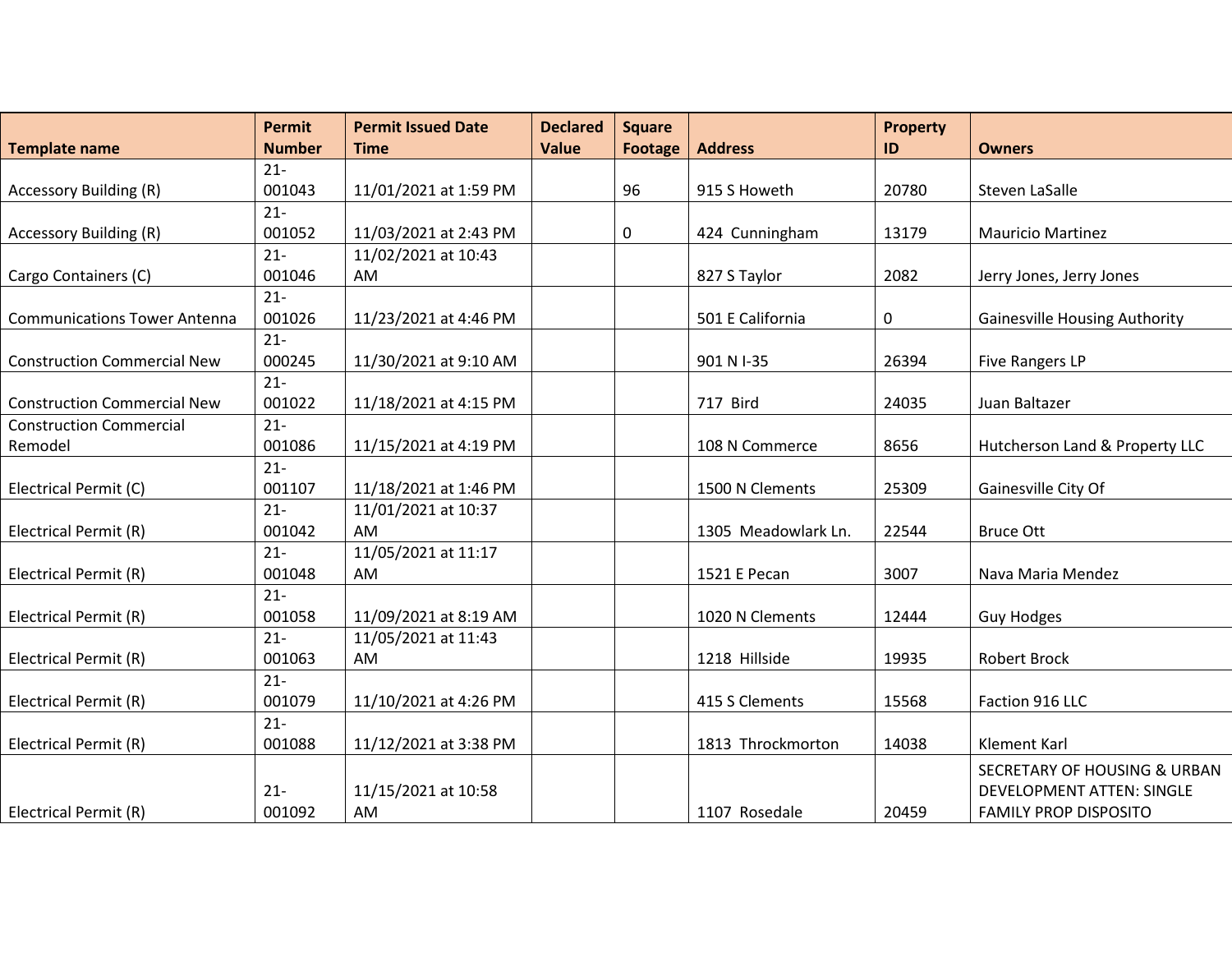| Template name | Permit Number | Permit Issued Date Time | Declared Value | Square Footage | Address | Property ID | Owners |
|---|---|---|---|---|---|---|---|
| Accessory Building (R) | 21-001043 | 11/01/2021 at 1:59 PM | | 96 | 915 S Howeth | 20780 | Steven LaSalle |
| Accessory Building (R) | 21-001052 | 11/03/2021 at 2:43 PM | | 0 | 424 Cunningham | 13179 | Mauricio Martinez |
| Cargo Containers (C) | 21-001046 | 11/02/2021 at 10:43 AM | | | 827 S Taylor | 2082 | Jerry Jones, Jerry Jones |
| Communications Tower Antenna | 21-001026 | 11/23/2021 at 4:46 PM | | | 501 E California | 0 | Gainesville Housing Authority |
| Construction Commercial New | 21-000245 | 11/30/2021 at 9:10 AM | | | 901 N I-35 | 26394 | Five Rangers LP |
| Construction Commercial New | 21-001022 | 11/18/2021 at 4:15 PM | | | 717 Bird | 24035 | Juan Baltazer |
| Construction Commercial Remodel | 21-001086 | 11/15/2021 at 4:19 PM | | | 108 N Commerce | 8656 | Hutcherson Land & Property LLC |
| Electrical Permit (C) | 21-001107 | 11/18/2021 at 1:46 PM | | | 1500 N Clements | 25309 | Gainesville City Of |
| Electrical Permit (R) | 21-001042 | 11/01/2021 at 10:37 AM | | | 1305 Meadowlark Ln. | 22544 | Bruce Ott |
| Electrical Permit (R) | 21-001048 | 11/05/2021 at 11:17 AM | | | 1521 E Pecan | 3007 | Nava Maria Mendez |
| Electrical Permit (R) | 21-001058 | 11/09/2021 at 8:19 AM | | | 1020 N Clements | 12444 | Guy Hodges |
| Electrical Permit (R) | 21-001063 | 11/05/2021 at 11:43 AM | | | 1218 Hillside | 19935 | Robert Brock |
| Electrical Permit (R) | 21-001079 | 11/10/2021 at 4:26 PM | | | 415 S Clements | 15568 | Faction 916 LLC |
| Electrical Permit (R) | 21-001088 | 11/12/2021 at 3:38 PM | | | 1813 Throckmorton | 14038 | Klement Karl |
| Electrical Permit (R) | 21-001092 | 11/15/2021 at 10:58 AM | | | 1107 Rosedale | 20459 | SECRETARY OF HOUSING & URBAN DEVELOPMENT ATTEN: SINGLE FAMILY PROP DISPOSITO |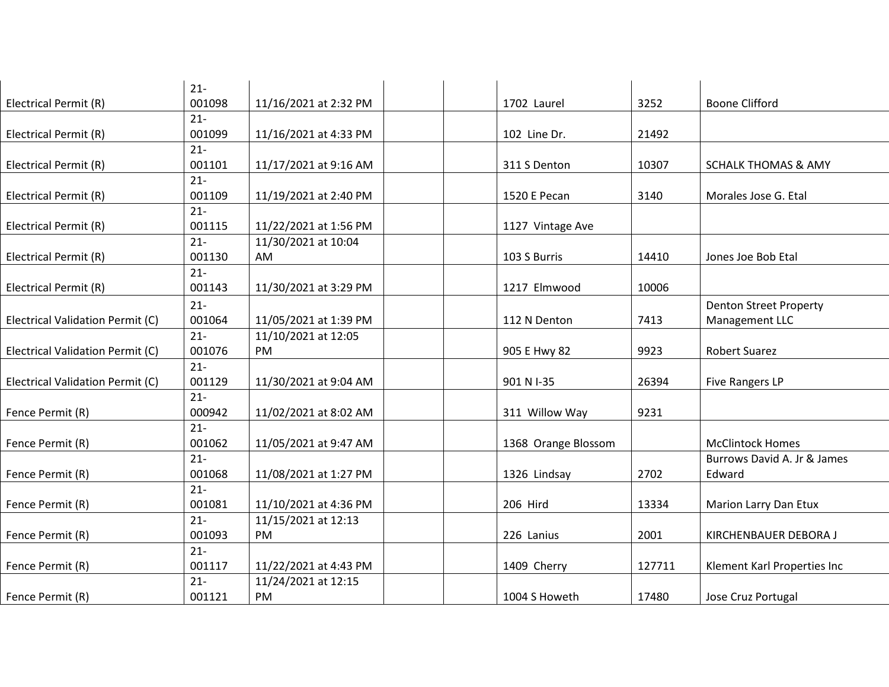| | | | | | | | |
|---|---|---|---|---|---|---|---|
| Electrical Permit (R) | 21-001098 | 11/16/2021 at 2:32 PM | | | 1702 Laurel | 3252 | Boone Clifford |
| Electrical Permit (R) | 21-001099 | 11/16/2021 at 4:33 PM | | | 102 Line Dr. | 21492 | |
| Electrical Permit (R) | 21-001101 | 11/17/2021 at 9:16 AM | | | 311 S Denton | 10307 | SCHALK THOMAS & AMY |
| Electrical Permit (R) | 21-001109 | 11/19/2021 at 2:40 PM | | | 1520 E Pecan | 3140 | Morales Jose G. Etal |
| Electrical Permit (R) | 21-001115 | 11/22/2021 at 1:56 PM | | | 1127 Vintage Ave | | |
| Electrical Permit (R) | 21-001130 | 11/30/2021 at 10:04 AM | | | 103 S Burris | 14410 | Jones Joe Bob Etal |
| Electrical Permit (R) | 21-001143 | 11/30/2021 at 3:29 PM | | | 1217 Elmwood | 10006 | |
| Electrical Validation Permit (C) | 21-001064 | 11/05/2021 at 1:39 PM | | | 112 N Denton | 7413 | Denton Street Property Management LLC |
| Electrical Validation Permit (C) | 21-001076 | 11/10/2021 at 12:05 PM | | | 905 E Hwy 82 | 9923 | Robert Suarez |
| Electrical Validation Permit (C) | 21-001129 | 11/30/2021 at 9:04 AM | | | 901 N I-35 | 26394 | Five Rangers LP |
| Fence Permit (R) | 21-000942 | 11/02/2021 at 8:02 AM | | | 311 Willow Way | 9231 | |
| Fence Permit (R) | 21-001062 | 11/05/2021 at 9:47 AM | | | 1368 Orange Blossom | | McClintock Homes |
| Fence Permit (R) | 21-001068 | 11/08/2021 at 1:27 PM | | | 1326 Lindsay | 2702 | Burrows David A. Jr & James Edward |
| Fence Permit (R) | 21-001081 | 11/10/2021 at 4:36 PM | | | 206 Hird | 13334 | Marion Larry Dan Etux |
| Fence Permit (R) | 21-001093 | 11/15/2021 at 12:13 PM | | | 226 Lanius | 2001 | KIRCHENBAUER DEBORA J |
| Fence Permit (R) | 21-001117 | 11/22/2021 at 4:43 PM | | | 1409 Cherry | 127711 | Klement Karl Properties Inc |
| Fence Permit (R) | 21-001121 | 11/24/2021 at 12:15 PM | | | 1004 S Howeth | 17480 | Jose Cruz Portugal |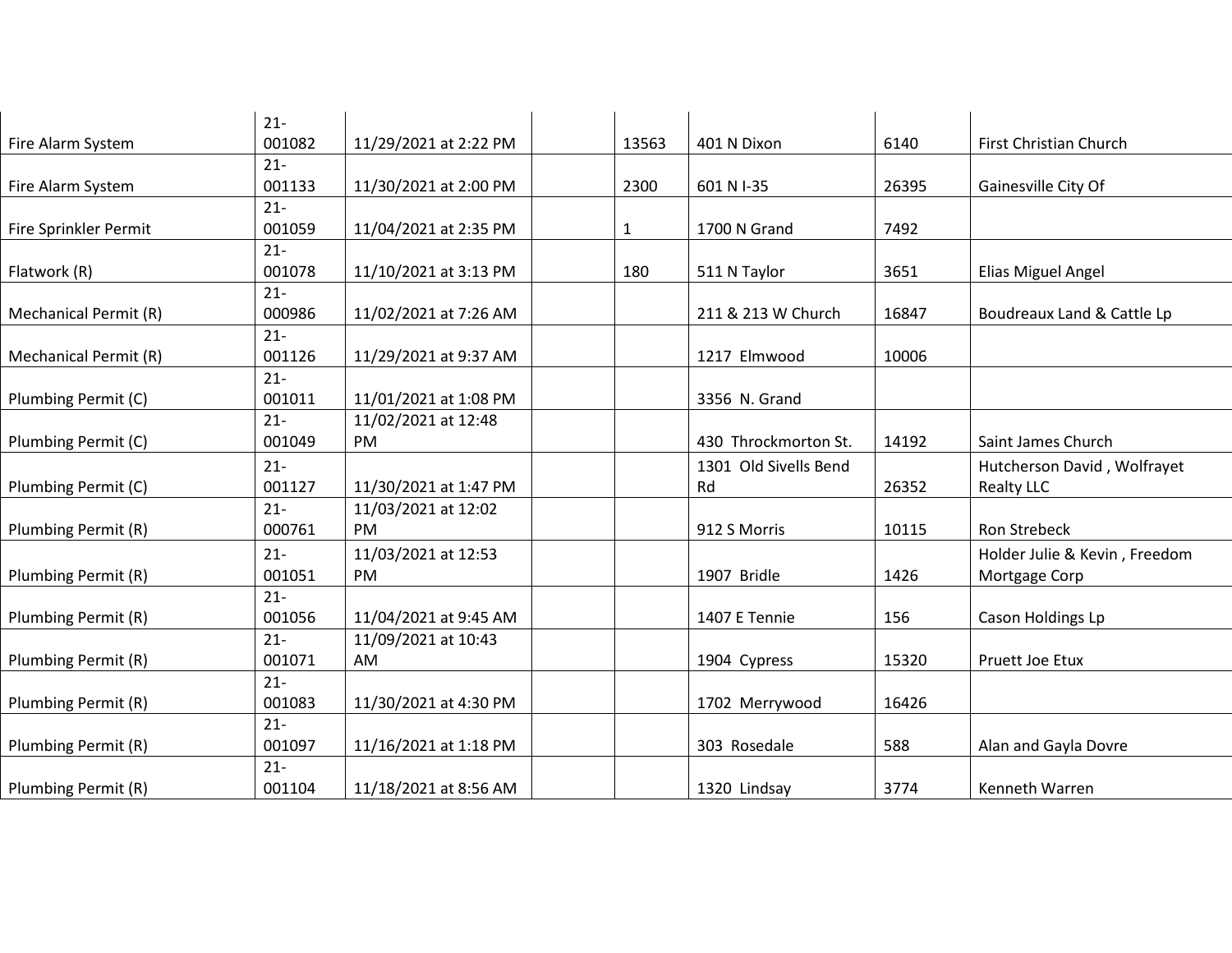| | | | | | | | |
|---|---|---|---|---|---|---|---|
| Fire Alarm System | 21-001082 | 11/29/2021 at 2:22 PM | | 13563 | 401 N Dixon | 6140 | First Christian Church |
| Fire Alarm System | 21-001133 | 11/30/2021 at 2:00 PM | | 2300 | 601 N I-35 | 26395 | Gainesville City Of |
| Fire Sprinkler Permit | 21-001059 | 11/04/2021 at 2:35 PM | | 1 | 1700 N Grand | 7492 | |
| Flatwork (R) | 21-001078 | 11/10/2021 at 3:13 PM | | 180 | 511 N Taylor | 3651 | Elias Miguel Angel |
| Mechanical Permit (R) | 21-000986 | 11/02/2021 at 7:26 AM | | | 211 & 213 W Church | 16847 | Boudreaux Land & Cattle Lp |
| Mechanical Permit (R) | 21-001126 | 11/29/2021 at 9:37 AM | | | 1217 Elmwood | 10006 | |
| Plumbing Permit (C) | 21-001011 | 11/01/2021 at 1:08 PM | | | 3356 N. Grand | | |
| Plumbing Permit (C) | 21-001049 | 11/02/2021 at 12:48 PM | | | 430 Throckmorton St. | 14192 | Saint James Church |
| Plumbing Permit (C) | 21-001127 | 11/30/2021 at 1:47 PM | | | 1301 Old Sivells Bend Rd | 26352 | Hutcherson David , Wolfrayet Realty LLC |
| Plumbing Permit (R) | 21-000761 | 11/03/2021 at 12:02 PM | | | 912 S Morris | 10115 | Ron Strebeck |
| Plumbing Permit (R) | 21-001051 | 11/03/2021 at 12:53 PM | | | 1907 Bridle | 1426 | Holder Julie & Kevin , Freedom Mortgage Corp |
| Plumbing Permit (R) | 21-001056 | 11/04/2021 at 9:45 AM | | | 1407 E Tennie | 156 | Cason Holdings Lp |
| Plumbing Permit (R) | 21-001071 | 11/09/2021 at 10:43 AM | | | 1904 Cypress | 15320 | Pruett Joe Etux |
| Plumbing Permit (R) | 21-001083 | 11/30/2021 at 4:30 PM | | | 1702 Merrywood | 16426 | |
| Plumbing Permit (R) | 21-001097 | 11/16/2021 at 1:18 PM | | | 303 Rosedale | 588 | Alan and Gayla Dovre |
| Plumbing Permit (R) | 21-001104 | 11/18/2021 at 8:56 AM | | | 1320 Lindsay | 3774 | Kenneth Warren |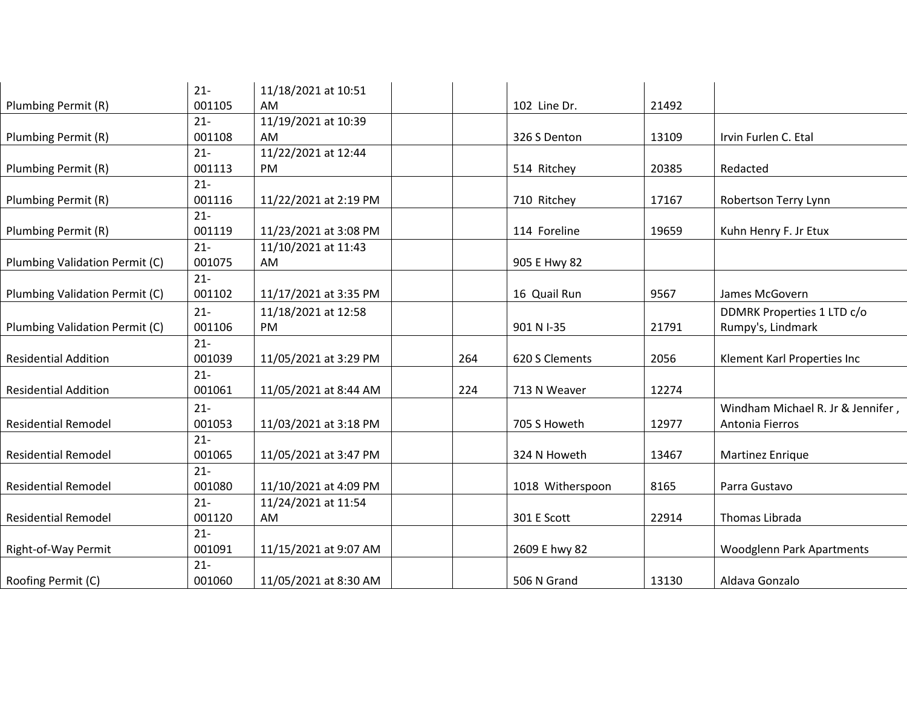| | | | | | | | |
|---|---|---|---|---|---|---|---|
| Plumbing Permit (R) | 21-001105 | 11/18/2021 at 10:51 AM | | | 102 Line Dr. | 21492 | |
| Plumbing Permit (R) | 21-001108 | 11/19/2021 at 10:39 AM | | | 326 S Denton | 13109 | Irvin Furlen C. Etal |
| Plumbing Permit (R) | 21-001113 | 11/22/2021 at 12:44 PM | | | 514 Ritchey | 20385 | Redacted |
| Plumbing Permit (R) | 21-001116 | 11/22/2021 at 2:19 PM | | | 710 Ritchey | 17167 | Robertson Terry Lynn |
| Plumbing Permit (R) | 21-001119 | 11/23/2021 at 3:08 PM | | | 114 Foreline | 19659 | Kuhn Henry F. Jr Etux |
| Plumbing Validation Permit (C) | 21-001075 | 11/10/2021 at 11:43 AM | | | 905 E Hwy 82 | | |
| Plumbing Validation Permit (C) | 21-001102 | 11/17/2021 at 3:35 PM | | | 16 Quail Run | 9567 | James McGovern |
| Plumbing Validation Permit (C) | 21-001106 | 11/18/2021 at 12:58 PM | | | 901 N I-35 | 21791 | DDMRK Properties 1 LTD c/o Rumpy's, Lindmark |
| Residential Addition | 21-001039 | 11/05/2021 at 3:29 PM | | 264 | 620 S Clements | 2056 | Klement Karl Properties Inc |
| Residential Addition | 21-001061 | 11/05/2021 at 8:44 AM | | 224 | 713 N Weaver | 12274 | |
| Residential Remodel | 21-001053 | 11/03/2021 at 3:18 PM | | | 705 S Howeth | 12977 | Windham Michael R. Jr & Jennifer , Antonia Fierros |
| Residential Remodel | 21-001065 | 11/05/2021 at 3:47 PM | | | 324 N Howeth | 13467 | Martinez Enrique |
| Residential Remodel | 21-001080 | 11/10/2021 at 4:09 PM | | | 1018 Witherspoon | 8165 | Parra Gustavo |
| Residential Remodel | 21-001120 | 11/24/2021 at 11:54 AM | | | 301 E Scott | 22914 | Thomas Librada |
| Right-of-Way Permit | 21-001091 | 11/15/2021 at 9:07 AM | | | 2609 E hwy 82 | | Woodglenn Park Apartments |
| Roofing Permit (C) | 21-001060 | 11/05/2021 at 8:30 AM | | | 506 N Grand | 13130 | Aldava Gonzalo |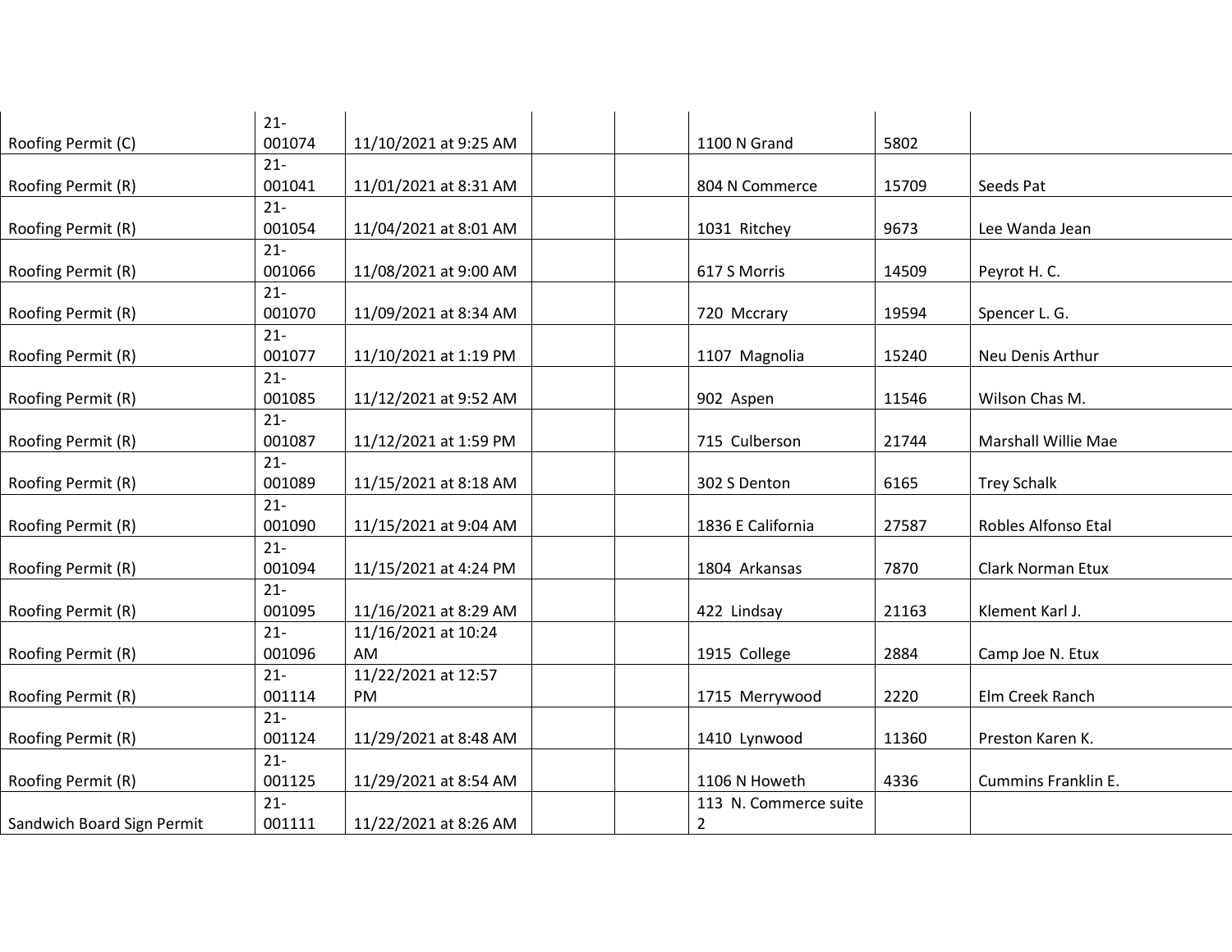| | | | | | | | |
|---|---|---|---|---|---|---|---|
| Roofing Permit (C) | 21-001074 | 11/10/2021 at 9:25 AM | | | 1100 N Grand | 5802 | |
| Roofing Permit (R) | 21-001041 | 11/01/2021 at 8:31 AM | | | 804 N Commerce | 15709 | Seeds Pat |
| Roofing Permit (R) | 21-001054 | 11/04/2021 at 8:01 AM | | | 1031 Ritchey | 9673 | Lee Wanda Jean |
| Roofing Permit (R) | 21-001066 | 11/08/2021 at 9:00 AM | | | 617 S Morris | 14509 | Peyrot H. C. |
| Roofing Permit (R) | 21-001070 | 11/09/2021 at 8:34 AM | | | 720 Mccrary | 19594 | Spencer L. G. |
| Roofing Permit (R) | 21-001077 | 11/10/2021 at 1:19 PM | | | 1107 Magnolia | 15240 | Neu Denis Arthur |
| Roofing Permit (R) | 21-001085 | 11/12/2021 at 9:52 AM | | | 902 Aspen | 11546 | Wilson Chas M. |
| Roofing Permit (R) | 21-001087 | 11/12/2021 at 1:59 PM | | | 715 Culberson | 21744 | Marshall Willie Mae |
| Roofing Permit (R) | 21-001089 | 11/15/2021 at 8:18 AM | | | 302 S Denton | 6165 | Trey Schalk |
| Roofing Permit (R) | 21-001090 | 11/15/2021 at 9:04 AM | | | 1836 E California | 27587 | Robles Alfonso Etal |
| Roofing Permit (R) | 21-001094 | 11/15/2021 at 4:24 PM | | | 1804 Arkansas | 7870 | Clark Norman Etux |
| Roofing Permit (R) | 21-001095 | 11/16/2021 at 8:29 AM | | | 422 Lindsay | 21163 | Klement Karl J. |
| Roofing Permit (R) | 21-001096 | 11/16/2021 at 10:24 AM | | | 1915 College | 2884 | Camp Joe N. Etux |
| Roofing Permit (R) | 21-001114 | 11/22/2021 at 12:57 PM | | | 1715 Merrywood | 2220 | Elm Creek Ranch |
| Roofing Permit (R) | 21-001124 | 11/29/2021 at 8:48 AM | | | 1410 Lynwood | 11360 | Preston Karen K. |
| Roofing Permit (R) | 21-001125 | 11/29/2021 at 8:54 AM | | | 1106 N Howeth | 4336 | Cummins Franklin E. |
| Sandwich Board Sign Permit | 21-001111 | 11/22/2021 at 8:26 AM | | | 113 N. Commerce suite 2 | | |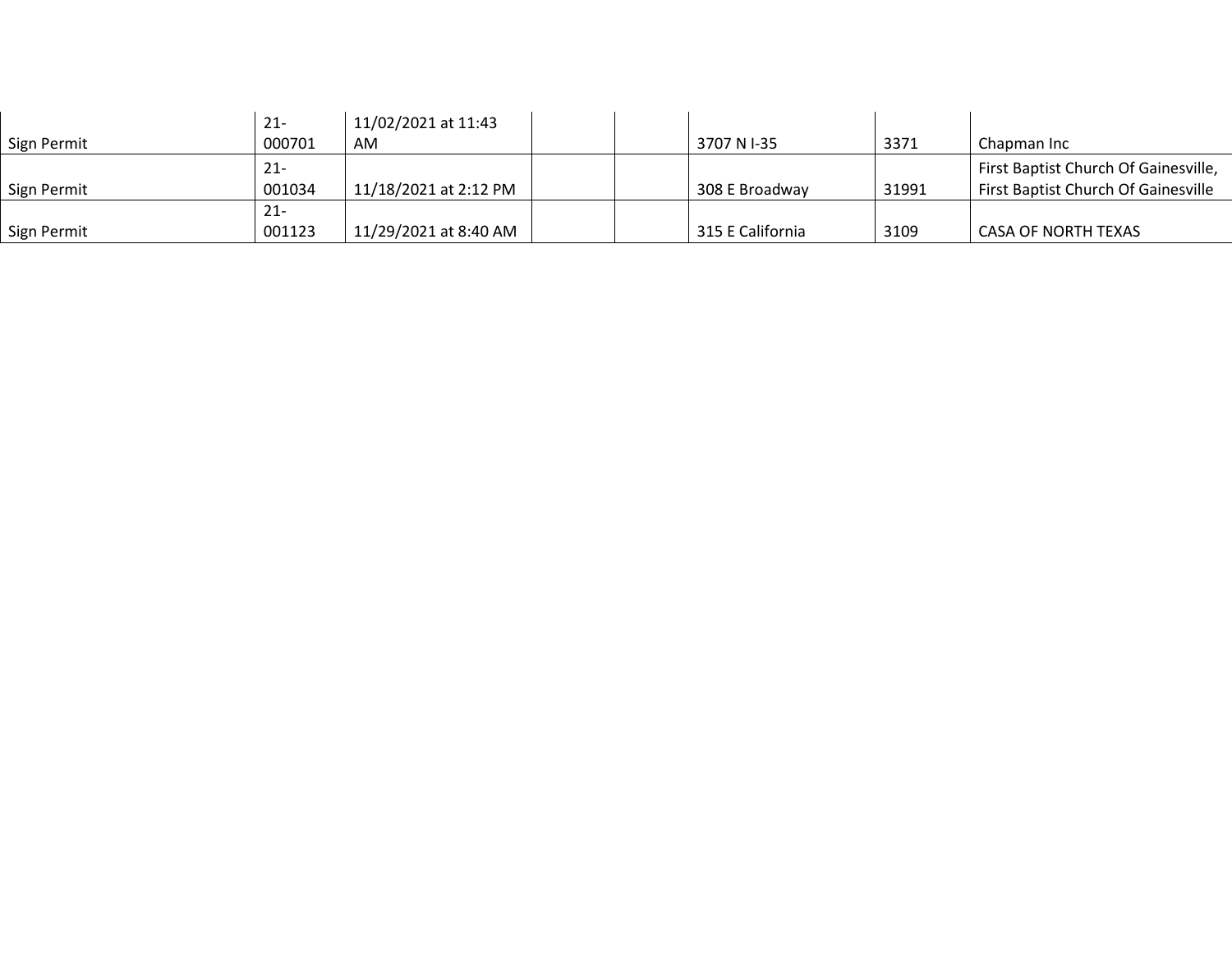| | | | | | | | |
|---|---|---|---|---|---|---|---|
| Sign Permit | 21-000701 | 11/02/2021 at 11:43 AM | | | 3707 N I-35 | 3371 | Chapman Inc |
| Sign Permit | 21-001034 | 11/18/2021 at 2:12 PM | | | 308 E Broadway | 31991 | First Baptist Church Of Gainesville, First Baptist Church Of Gainesville |
| Sign Permit | 21-001123 | 11/29/2021 at 8:40 AM | | | 315 E California | 3109 | CASA OF NORTH TEXAS |